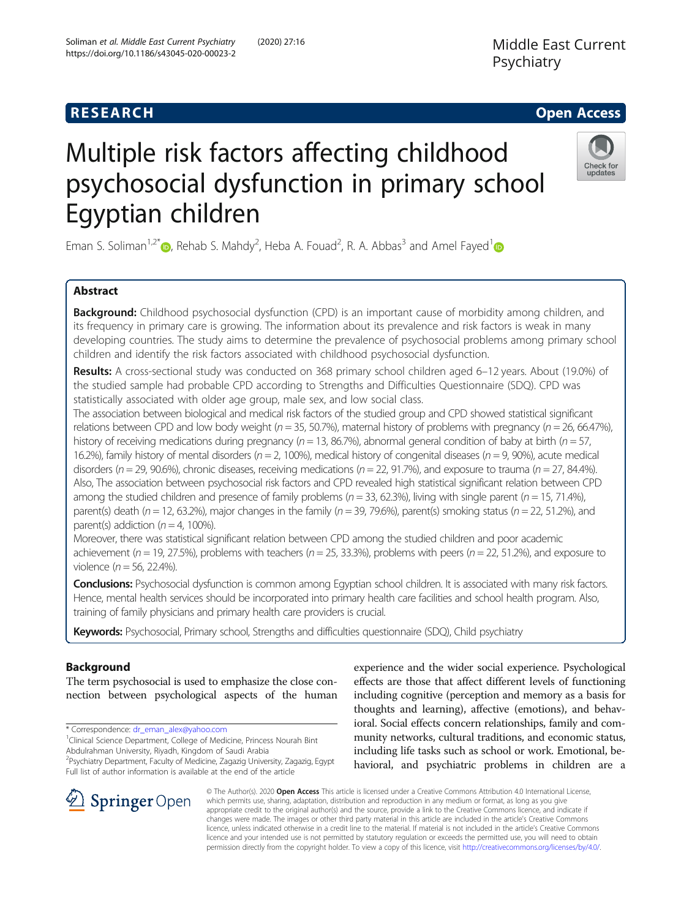RESEARCH Open Access

# Multiple risk factors affecting childhood psychosocial dysfunction in primary school Egyptian children

Eman S. Soliman[1,2*], Rehab S. Mahdy[2], Heba A. Fouad[2], R. A. Abbas[3] and Amel Fayed[1]

## Abstract

**Background:** Childhood psychosocial dysfunction (CPD) is an important cause of morbidity among children, and its frequency in primary care is growing. The information about its prevalence and risk factors is weak in many developing countries. The study aims to determine the prevalence of psychosocial problems among primary school children and identify the risk factors associated with childhood psychosocial dysfunction.

**Results:** A cross-sectional study was conducted on 368 primary school children aged 6–12 years. About (19.0%) of the studied sample had probable CPD according to Strengths and Difficulties Questionnaire (SDQ). CPD was statistically associated with older age group, male sex, and low social class.

The association between biological and medical risk factors of the studied group and CPD showed statistical significant relations between CPD and low body weight (*n* = 35, 50.7%), maternal history of problems with pregnancy (*n* = 26, 66.47%), history of receiving medications during pregnancy (*n* = 13, 86.7%), abnormal general condition of baby at birth (*n* = 57, 16.2%), family history of mental disorders (*n* = 2, 100%), medical history of congenital diseases (*n* = 9, 90%), acute medical disorders (*n* = 29, 90.6%), chronic diseases, receiving medications (*n* = 22, 91.7%), and exposure to trauma (*n* = 27, 84.4%). Also, The association between psychosocial risk factors and CPD revealed high statistical significant relation between CPD among the studied children and presence of family problems (*n* = 33, 62.3%), living with single parent (*n* = 15, 71.4%), parent(s) death (*n* = 12, 63.2%), major changes in the family (*n* = 39, 79.6%), parent(s) smoking status (*n* = 22, 51.2%), and parent(s) addiction (*n* = 4, 100%).

Moreover, there was statistical significant relation between CPD among the studied children and poor academic achievement (*n* = 19, 27.5%), problems with teachers (*n* = 25, 33.3%), problems with peers (*n* = 22, 51.2%), and exposure to violence (*n* = 56, 22.4%).

**Conclusions:** Psychosocial dysfunction is common among Egyptian school children. It is associated with many risk factors. Hence, mental health services should be incorporated into primary health care facilities and school health program. Also, training of family physicians and primary health care providers is crucial.

**Keywords:** Psychosocial, Primary school, Strengths and difficulties questionnaire (SDQ), Child psychiatry

## Background

The term psychosocial is used to emphasize the close connection between psychological aspects of the human experience and the wider social experience. Psychological effects are those that affect different levels of functioning including cognitive (perception and memory as a basis for thoughts and learning), affective (emotions), and behavioral. Social effects concern relationships, family and community networks, cultural traditions, and economic status, including life tasks such as school or work. Emotional, behavioral, and psychiatric problems in children are a

\* Correspondence: dr_eman_alex@yahoo.com
[1]Clinical Science Department, College of Medicine, Princess Nourah Bint Abdulrahman University, Riyadh, Kingdom of Saudi Arabia
[2]Psychiatry Department, Faculty of Medicine, Zagazig University, Zagazig, Egypt
Full list of author information is available at the end of the article

© The Author(s). 2020 **Open Access** This article is licensed under a Creative Commons Attribution 4.0 International License, which permits use, sharing, adaptation, distribution and reproduction in any medium or format, as long as you give appropriate credit to the original author(s) and the source, provide a link to the Creative Commons licence, and indicate if changes were made. The images or other third party material in this article are included in the article's Creative Commons licence, unless indicated otherwise in a credit line to the material. If material is not included in the article's Creative Commons licence and your intended use is not permitted by statutory regulation or exceeds the permitted use, you will need to obtain permission directly from the copyright holder. To view a copy of this licence, visit http://creativecommons.org/licenses/by/4.0/.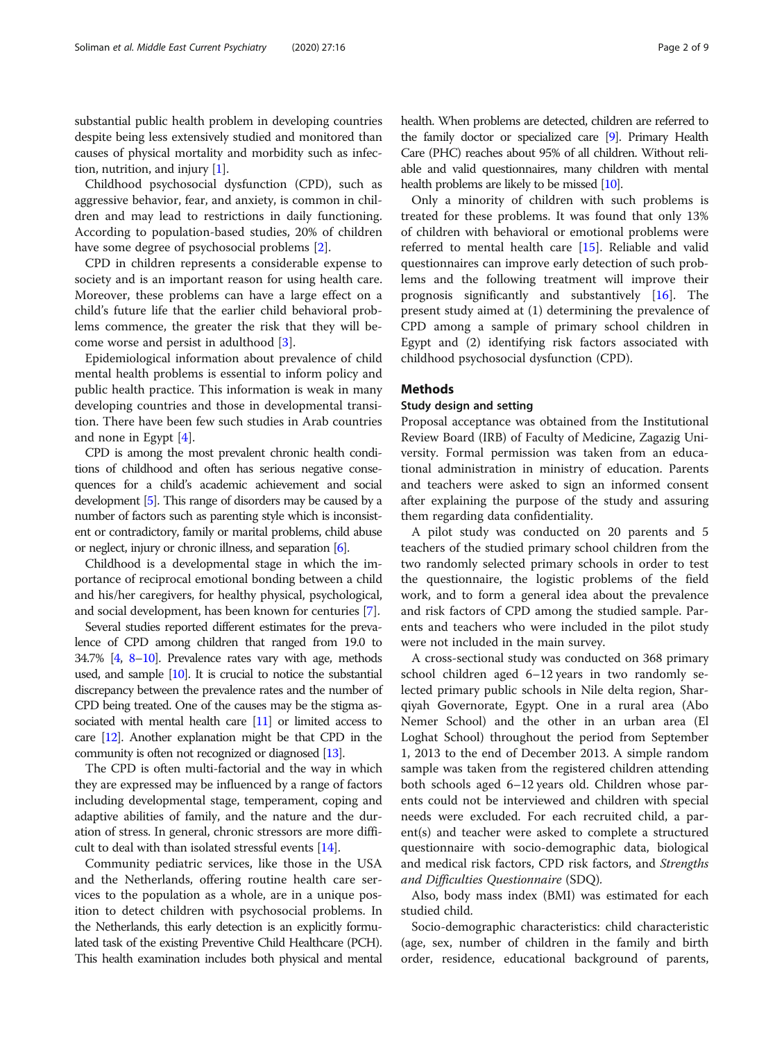substantial public health problem in developing countries despite being less extensively studied and monitored than causes of physical mortality and morbidity such as infection, nutrition, and injury [1].

Childhood psychosocial dysfunction (CPD), such as aggressive behavior, fear, and anxiety, is common in children and may lead to restrictions in daily functioning. According to population-based studies, 20% of children have some degree of psychosocial problems [2].

CPD in children represents a considerable expense to society and is an important reason for using health care. Moreover, these problems can have a large effect on a child's future life that the earlier child behavioral problems commence, the greater the risk that they will become worse and persist in adulthood [3].

Epidemiological information about prevalence of child mental health problems is essential to inform policy and public health practice. This information is weak in many developing countries and those in developmental transition. There have been few such studies in Arab countries and none in Egypt [4].

CPD is among the most prevalent chronic health conditions of childhood and often has serious negative consequences for a child's academic achievement and social development [5]. This range of disorders may be caused by a number of factors such as parenting style which is inconsistent or contradictory, family or marital problems, child abuse or neglect, injury or chronic illness, and separation [6].

Childhood is a developmental stage in which the importance of reciprocal emotional bonding between a child and his/her caregivers, for healthy physical, psychological, and social development, has been known for centuries [7].

Several studies reported different estimates for the prevalence of CPD among children that ranged from 19.0 to 34.7% [4, 8–10]. Prevalence rates vary with age, methods used, and sample [10]. It is crucial to notice the substantial discrepancy between the prevalence rates and the number of CPD being treated. One of the causes may be the stigma associated with mental health care [11] or limited access to care [12]. Another explanation might be that CPD in the community is often not recognized or diagnosed [13].

The CPD is often multi-factorial and the way in which they are expressed may be influenced by a range of factors including developmental stage, temperament, coping and adaptive abilities of family, and the nature and the duration of stress. In general, chronic stressors are more difficult to deal with than isolated stressful events [14].

Community pediatric services, like those in the USA and the Netherlands, offering routine health care services to the population as a whole, are in a unique position to detect children with psychosocial problems. In the Netherlands, this early detection is an explicitly formulated task of the existing Preventive Child Healthcare (PCH). This health examination includes both physical and mental health. When problems are detected, children are referred to the family doctor or specialized care [9]. Primary Health Care (PHC) reaches about 95% of all children. Without reliable and valid questionnaires, many children with mental health problems are likely to be missed [10].

Only a minority of children with such problems is treated for these problems. It was found that only 13% of children with behavioral or emotional problems were referred to mental health care [15]. Reliable and valid questionnaires can improve early detection of such problems and the following treatment will improve their prognosis significantly and substantively [16]. The present study aimed at (1) determining the prevalence of CPD among a sample of primary school children in Egypt and (2) identifying risk factors associated with childhood psychosocial dysfunction (CPD).

## Methods

### Study design and setting

Proposal acceptance was obtained from the Institutional Review Board (IRB) of Faculty of Medicine, Zagazig University. Formal permission was taken from an educational administration in ministry of education. Parents and teachers were asked to sign an informed consent after explaining the purpose of the study and assuring them regarding data confidentiality.

A pilot study was conducted on 20 parents and 5 teachers of the studied primary school children from the two randomly selected primary schools in order to test the questionnaire, the logistic problems of the field work, and to form a general idea about the prevalence and risk factors of CPD among the studied sample. Parents and teachers who were included in the pilot study were not included in the main survey.

A cross-sectional study was conducted on 368 primary school children aged 6–12 years in two randomly selected primary public schools in Nile delta region, Sharqiyah Governorate, Egypt. One in a rural area (Abo Nemer School) and the other in an urban area (El Loghat School) throughout the period from September 1, 2013 to the end of December 2013. A simple random sample was taken from the registered children attending both schools aged 6–12 years old. Children whose parents could not be interviewed and children with special needs were excluded. For each recruited child, a parent(s) and teacher were asked to complete a structured questionnaire with socio-demographic data, biological and medical risk factors, CPD risk factors, and *Strengths and Difficulties Questionnaire* (SDQ).

Also, body mass index (BMI) was estimated for each studied child.

Socio-demographic characteristics: child characteristic (age, sex, number of children in the family and birth order, residence, educational background of parents,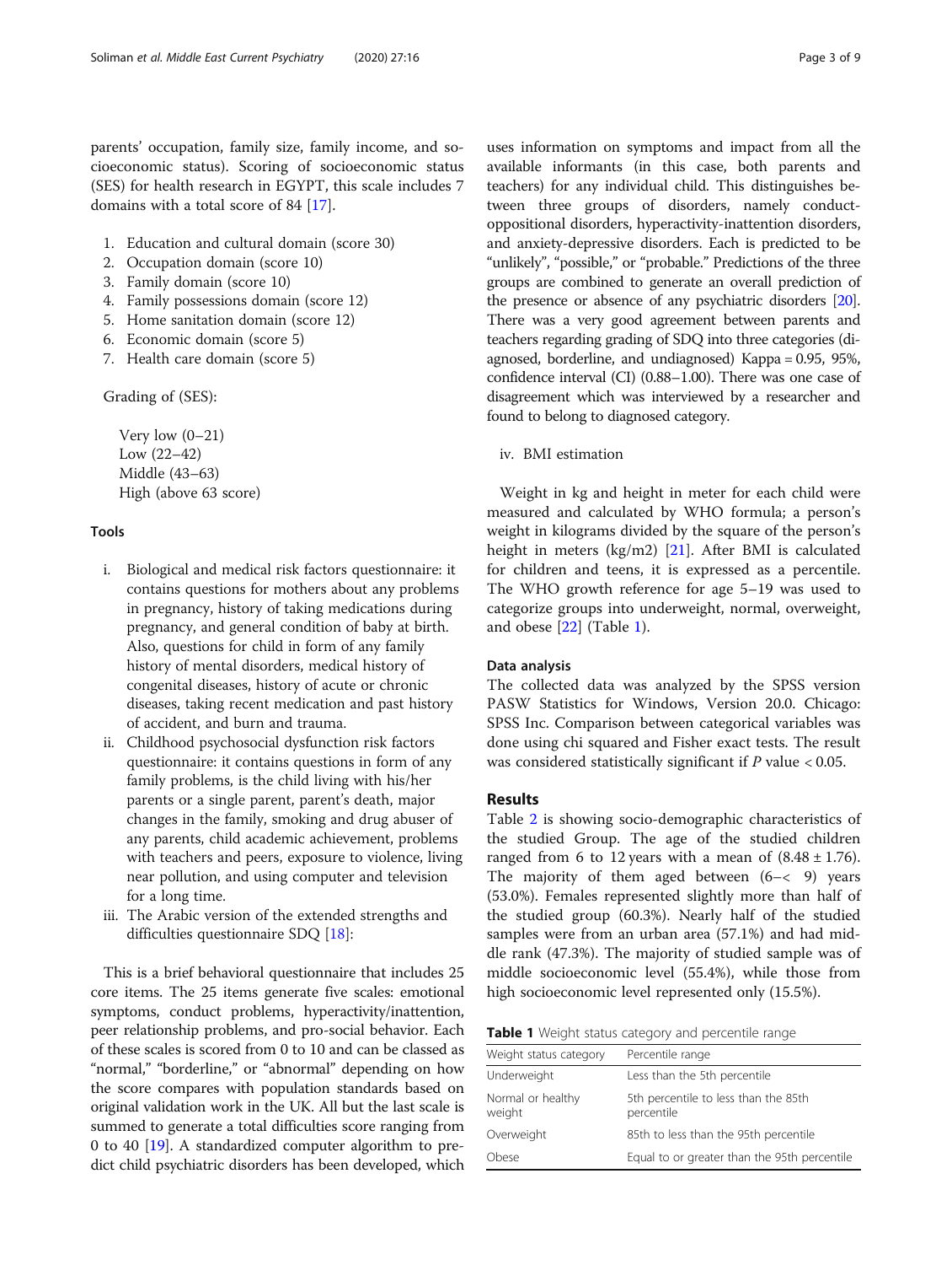parents' occupation, family size, family income, and socioeconomic status). Scoring of socioeconomic status (SES) for health research in EGYPT, this scale includes 7 domains with a total score of 84 [17].

1. Education and cultural domain (score 30)
2. Occupation domain (score 10)
3. Family domain (score 10)
4. Family possessions domain (score 12)
5. Home sanitation domain (score 12)
6. Economic domain (score 5)
7. Health care domain (score 5)

Grading of (SES):

Very low (0–21)
Low (22–42)
Middle (43–63)
High (above 63 score)

#### Tools

i. Biological and medical risk factors questionnaire: it contains questions for mothers about any problems in pregnancy, history of taking medications during pregnancy, and general condition of baby at birth. Also, questions for child in form of any family history of mental disorders, medical history of congenital diseases, history of acute or chronic diseases, taking recent medication and past history of accident, and burn and trauma.
ii. Childhood psychosocial dysfunction risk factors questionnaire: it contains questions in form of any family problems, is the child living with his/her parents or a single parent, parent's death, major changes in the family, smoking and drug abuser of any parents, child academic achievement, problems with teachers and peers, exposure to violence, living near pollution, and using computer and television for a long time.
iii. The Arabic version of the extended strengths and difficulties questionnaire SDQ [18]:

This is a brief behavioral questionnaire that includes 25 core items. The 25 items generate five scales: emotional symptoms, conduct problems, hyperactivity/inattention, peer relationship problems, and pro-social behavior. Each of these scales is scored from 0 to 10 and can be classed as "normal," "borderline," or "abnormal" depending on how the score compares with population standards based on original validation work in the UK. All but the last scale is summed to generate a total difficulties score ranging from 0 to 40 [19]. A standardized computer algorithm to predict child psychiatric disorders has been developed, which uses information on symptoms and impact from all the available informants (in this case, both parents and teachers) for any individual child. This distinguishes between three groups of disorders, namely conduct-oppositional disorders, hyperactivity-inattention disorders, and anxiety-depressive disorders. Each is predicted to be "unlikely", "possible," or "probable." Predictions of the three groups are combined to generate an overall prediction of the presence or absence of any psychiatric disorders [20]. There was a very good agreement between parents and teachers regarding grading of SDQ into three categories (diagnosed, borderline, and undiagnosed) Kappa = 0.95, 95%, confidence interval (CI) (0.88–1.00). There was one case of disagreement which was interviewed by a researcher and found to belong to diagnosed category.

iv. BMI estimation

Weight in kg and height in meter for each child were measured and calculated by WHO formula; a person's weight in kilograms divided by the square of the person's height in meters (kg/m2) [21]. After BMI is calculated for children and teens, it is expressed as a percentile. The WHO growth reference for age 5–19 was used to categorize groups into underweight, normal, overweight, and obese [22] (Table 1).

#### Data analysis

The collected data was analyzed by the SPSS version PASW Statistics for Windows, Version 20.0. Chicago: SPSS Inc. Comparison between categorical variables was done using chi squared and Fisher exact tests. The result was considered statistically significant if $P$ value < 0.05.

## Results

Table 2 is showing socio-demographic characteristics of the studied Group. The age of the studied children ranged from 6 to 12 years with a mean of (8.48 ± 1.76). The majority of them aged between (6–< 9) years (53.0%). Females represented slightly more than half of the studied group (60.3%). Nearly half of the studied samples were from an urban area (57.1%) and had middle rank (47.3%). The majority of studied sample was of middle socioeconomic level (55.4%), while those from high socioeconomic level represented only (15.5%).

**Table 1** Weight status category and percentile range

| Weight status category | Percentile range |
|---|---|
| Underweight | Less than the 5th percentile |
| Normal or healthy weight | 5th percentile to less than the 85th percentile |
| Overweight | 85th to less than the 95th percentile |
| Obese | Equal to or greater than the 95th percentile |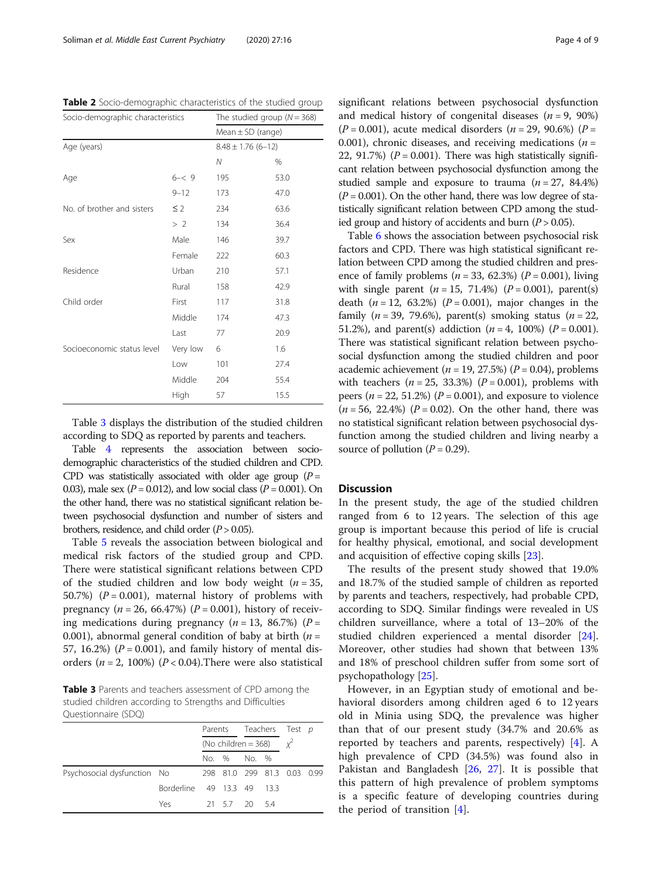**Table 2** Socio-demographic characteristics of the studied group

| Socio-demographic characteristics | | The studied group (*N* = 368) | |
|---|---|---|---|
| | | Mean ± SD (range) | |
| Age (years) | | 8.48 ± 1.76 (6–12) | |
| | | *N* | % |
| Age | 6–< 9 | 195 | 53.0 |
| | 9–12 | 173 | 47.0 |
| No. of brother and sisters | ≤ 2 | 234 | 63.6 |
| | > 2 | 134 | 36.4 |
| Sex | Male | 146 | 39.7 |
| | Female | 222 | 60.3 |
| Residence | Urban | 210 | 57.1 |
| | Rural | 158 | 42.9 |
| Child order | First | 117 | 31.8 |
| | Middle | 174 | 47.3 |
| | Last | 77 | 20.9 |
| Socioeconomic status level | Very low | 6 | 1.6 |
| | Low | 101 | 27.4 |
| | Middle | 204 | 55.4 |
| | High | 57 | 15.5 |

Table 3 displays the distribution of the studied children according to SDQ as reported by parents and teachers.

Table 4 represents the association between socio-demographic characteristics of the studied children and CPD. CPD was statistically associated with older age group ($P = 0.03$), male sex ($P = 0.012$), and low social class ($P = 0.001$). On the other hand, there was no statistical significant relation between psychosocial dysfunction and number of sisters and brothers, residence, and child order ($P > 0.05$).

Table 5 reveals the association between biological and medical risk factors of the studied group and CPD. There were statistical significant relations between CPD of the studied children and low body weight ($n = 35$, 50.7%) ($P = 0.001$), maternal history of problems with pregnancy ($n = 26$, 66.47%) ($P = 0.001$), history of receiving medications during pregnancy ($n = 13$, 86.7%) ($P = 0.001$), abnormal general condition of baby at birth ($n = 57$, 16.2%) ($P = 0.001$), and family history of mental disorders ($n = 2$, 100%) ($P < 0.04$).There were also statistical significant relations between psychosocial dysfunction and medical history of congenital diseases ($n = 9$, 90%) ($P = 0.001$), acute medical disorders ($n = 29$, 90.6%) ($P = 0.001$), chronic diseases, and receiving medications ($n = 22$, 91.7%) ($P = 0.001$). There was high statistically significant relation between psychosocial dysfunction among the studied sample and exposure to trauma ($n = 27$, 84.4%) ($P = 0.001$). On the other hand, there was low degree of statistically significant relation between CPD among the studied group and history of accidents and burn ($P > 0.05$).

**Table 3** Parents and teachers assessment of CPD among the studied children according to Strengths and Difficulties Questionnaire (SDQ)

| | | Parents | | Teachers | | Test $\chi^2$ | *p* |
|---|---|---|---|---|---|---|---|
| | | (No children = 368) | | | | | |
| | | No. | % | No. | % | | |
| Psychosocial dysfunction | No | 298 | 81.0 | 299 | 81.3 | 0.03 | 0.99 |
| | Borderline | 49 | 13.3 | 49 | 13.3 | | |
| | Yes | 21 | 5.7 | 20 | 5.4 | | |

Table 6 shows the association between psychosocial risk factors and CPD. There was high statistical significant relation between CPD among the studied children and presence of family problems ($n = 33$, 62.3%) ($P = 0.001$), living with single parent ($n = 15$, 71.4%) ($P = 0.001$), parent(s) death ($n = 12$, 63.2%) ($P = 0.001$), major changes in the family ($n = 39$, 79.6%), parent(s) smoking status ($n = 22$, 51.2%), and parent(s) addiction ($n = 4$, 100%) ($P = 0.001$). There was statistical significant relation between psychosocial dysfunction among the studied children and poor academic achievement ($n = 19$, 27.5%) ($P = 0.04$), problems with teachers ($n = 25$, 33.3%) ($P = 0.001$), problems with peers ($n = 22$, 51.2%) ($P = 0.001$), and exposure to violence ($n = 56$, 22.4%) ($P = 0.02$). On the other hand, there was no statistical significant relation between psychosocial dysfunction among the studied children and living nearby a source of pollution ($P = 0.29$).

## Discussion

In the present study, the age of the studied children ranged from 6 to 12 years. The selection of this age group is important because this period of life is crucial for healthy physical, emotional, and social development and acquisition of effective coping skills [23].

The results of the present study showed that 19.0% and 18.7% of the studied sample of children as reported by parents and teachers, respectively, had probable CPD, according to SDQ. Similar findings were revealed in US children surveillance, where a total of 13–20% of the studied children experienced a mental disorder [24]. Moreover, other studies had shown that between 13% and 18% of preschool children suffer from some sort of psychopathology [25].

However, in an Egyptian study of emotional and behavioral disorders among children aged 6 to 12 years old in Minia using SDQ, the prevalence was higher than that of our present study (34.7% and 20.6% as reported by teachers and parents, respectively) [4]. A high prevalence of CPD (34.5%) was found also in Pakistan and Bangladesh [26, 27]. It is possible that this pattern of high prevalence of problem symptoms is a specific feature of developing countries during the period of transition [4].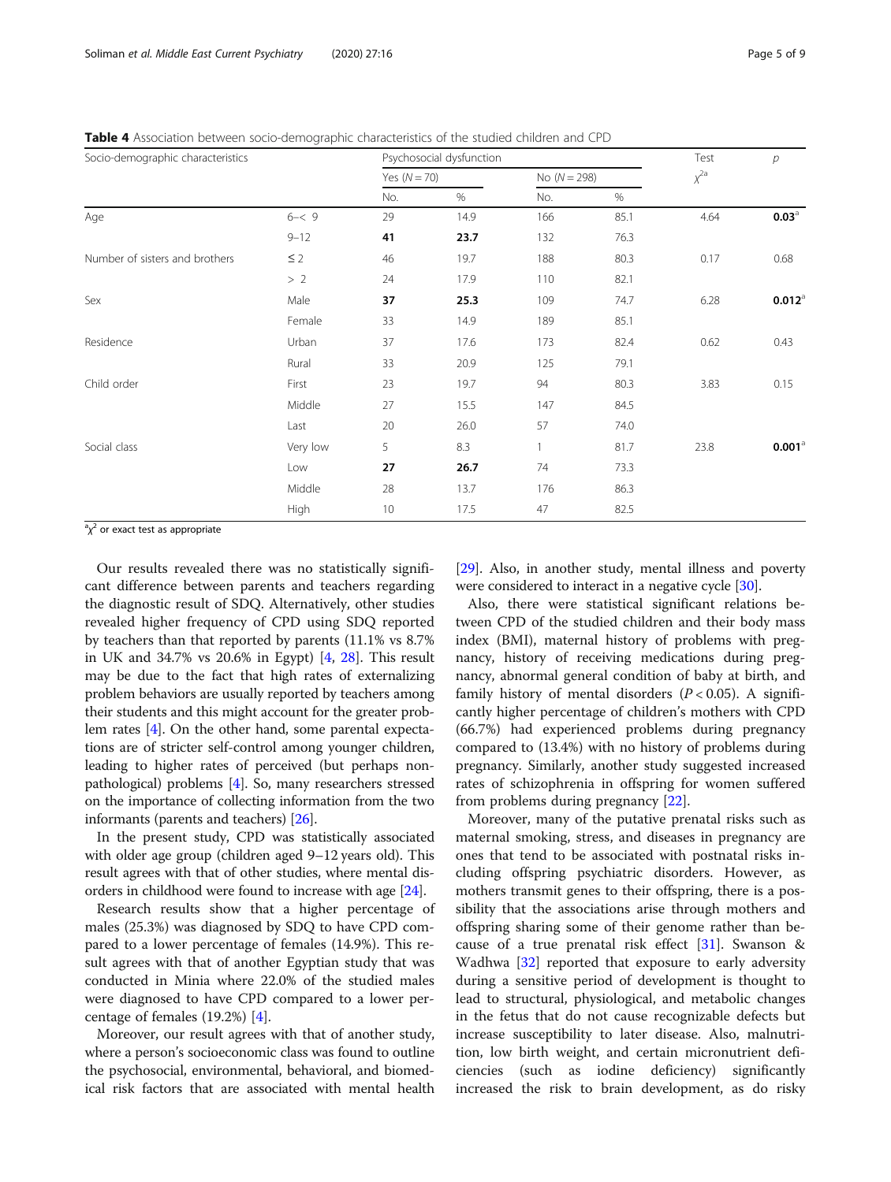**Table 4** Association between socio-demographic characteristics of the studied children and CPD

| Socio-demographic characteristics | | Psychosocial dysfunction | | | | Test | $p$ |
|---|---|---|---|---|---|---|---|
| | | Yes ($N = 70$) | | No ($N = 298$) | | $\chi^{2a}$ | |
| | | No. | % | No. | % | | |
| Age | 6–< 9 | 29 | 14.9 | 166 | 85.1 | 4.64 | **0.03**[a] |
| | 9–12 | **41** | **23.7** | 132 | 76.3 | | |
| Number of sisters and brothers | ≤ 2 | 46 | 19.7 | 188 | 80.3 | 0.17 | 0.68 |
| | > 2 | 24 | 17.9 | 110 | 82.1 | | |
| Sex | Male | **37** | **25.3** | 109 | 74.7 | 6.28 | **0.012**[a] |
| | Female | 33 | 14.9 | 189 | 85.1 | | |
| Residence | Urban | 37 | 17.6 | 173 | 82.4 | 0.62 | 0.43 |
| | Rural | 33 | 20.9 | 125 | 79.1 | | |
| Child order | First | 23 | 19.7 | 94 | 80.3 | 3.83 | 0.15 |
| | Middle | 27 | 15.5 | 147 | 84.5 | | |
| | Last | 20 | 26.0 | 57 | 74.0 | | |
| Social class | Very low | 5 | 8.3 | 1 | 81.7 | 23.8 | **0.001**[a] |
| | Low | **27** | **26.7** | 74 | 73.3 | | |
| | Middle | 28 | 13.7 | 176 | 86.3 | | |
| | High | 10 | 17.5 | 47 | 82.5 | | |

[a]$\chi^2$ or exact test as appropriate

Our results revealed there was no statistically significant difference between parents and teachers regarding the diagnostic result of SDQ. Alternatively, other studies revealed higher frequency of CPD using SDQ reported by teachers than that reported by parents (11.1% vs 8.7% in UK and 34.7% vs 20.6% in Egypt) [4, 28]. This result may be due to the fact that high rates of externalizing problem behaviors are usually reported by teachers among their students and this might account for the greater problem rates [4]. On the other hand, some parental expectations are of stricter self-control among younger children, leading to higher rates of perceived (but perhaps non-pathological) problems [4]. So, many researchers stressed on the importance of collecting information from the two informants (parents and teachers) [26].

In the present study, CPD was statistically associated with older age group (children aged 9–12 years old). This result agrees with that of other studies, where mental disorders in childhood were found to increase with age [24].

Research results show that a higher percentage of males (25.3%) was diagnosed by SDQ to have CPD compared to a lower percentage of females (14.9%). This result agrees with that of another Egyptian study that was conducted in Minia where 22.0% of the studied males were diagnosed to have CPD compared to a lower percentage of females (19.2%) [4].

Moreover, our result agrees with that of another study, where a person's socioeconomic class was found to outline the psychosocial, environmental, behavioral, and biomedical risk factors that are associated with mental health [29]. Also, in another study, mental illness and poverty were considered to interact in a negative cycle [30].

Also, there were statistical significant relations between CPD of the studied children and their body mass index (BMI), maternal history of problems with pregnancy, history of receiving medications during pregnancy, abnormal general condition of baby at birth, and family history of mental disorders ($P < 0.05$). A significantly higher percentage of children's mothers with CPD (66.7%) had experienced problems during pregnancy compared to (13.4%) with no history of problems during pregnancy. Similarly, another study suggested increased rates of schizophrenia in offspring for women suffered from problems during pregnancy [22].

Moreover, many of the putative prenatal risks such as maternal smoking, stress, and diseases in pregnancy are ones that tend to be associated with postnatal risks including offspring psychiatric disorders. However, as mothers transmit genes to their offspring, there is a possibility that the associations arise through mothers and offspring sharing some of their genome rather than because of a true prenatal risk effect [31]. Swanson & Wadhwa [32] reported that exposure to early adversity during a sensitive period of development is thought to lead to structural, physiological, and metabolic changes in the fetus that do not cause recognizable defects but increase susceptibility to later disease. Also, malnutrition, low birth weight, and certain micronutrient deficiencies (such as iodine deficiency) significantly increased the risk to brain development, as do risky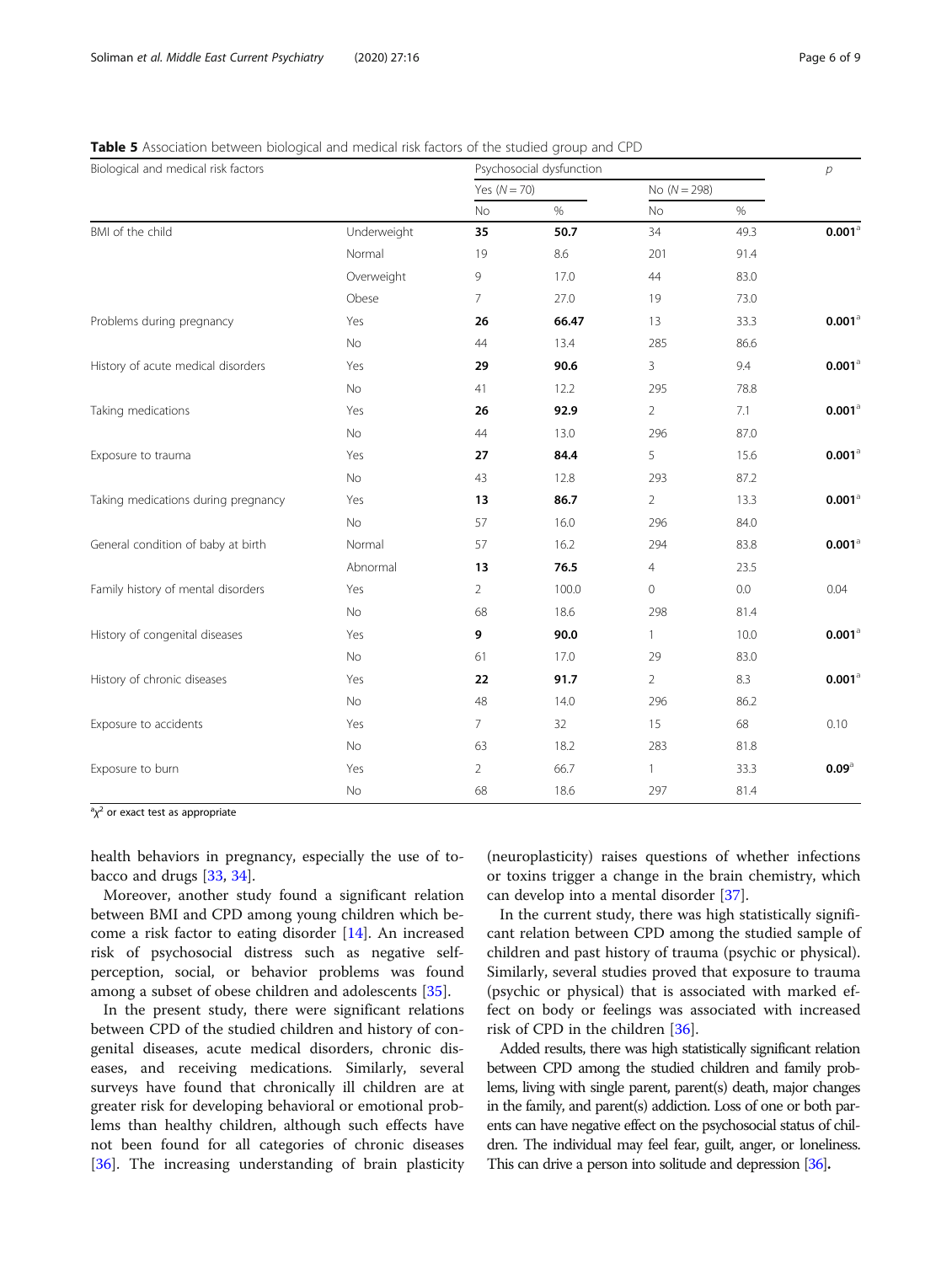**Table 5** Association between biological and medical risk factors of the studied group and CPD

| Biological and medical risk factors | | Psychosocial dysfunction | | | | *p* |
|---|---|---|---|---|---|---|
| | | Yes (*N* = 70) | | No (*N* = 298) | | |
| | | No | % | No | % | |
| BMI of the child | Underweight | **35** | **50.7** | 34 | 49.3 | **0.001**[a] |
| | Normal | 19 | 8.6 | 201 | 91.4 | |
| | Overweight | 9 | 17.0 | 44 | 83.0 | |
| | Obese | 7 | 27.0 | 19 | 73.0 | |
| Problems during pregnancy | Yes | **26** | **66.47** | 13 | 33.3 | **0.001**[a] |
| | No | 44 | 13.4 | 285 | 86.6 | |
| History of acute medical disorders | Yes | **29** | **90.6** | 3 | 9.4 | **0.001**[a] |
| | No | 41 | 12.2 | 295 | 78.8 | |
| Taking medications | Yes | **26** | **92.9** | 2 | 7.1 | **0.001**[a] |
| | No | 44 | 13.0 | 296 | 87.0 | |
| Exposure to trauma | Yes | **27** | **84.4** | 5 | 15.6 | **0.001**[a] |
| | No | 43 | 12.8 | 293 | 87.2 | |
| Taking medications during pregnancy | Yes | **13** | **86.7** | 2 | 13.3 | **0.001**[a] |
| | No | 57 | 16.0 | 296 | 84.0 | |
| General condition of baby at birth | Normal | 57 | 16.2 | 294 | 83.8 | **0.001**[a] |
| | Abnormal | **13** | **76.5** | 4 | 23.5 | |
| Family history of mental disorders | Yes | 2 | 100.0 | 0 | 0.0 | 0.04 |
| | No | 68 | 18.6 | 298 | 81.4 | |
| History of congenital diseases | Yes | **9** | **90.0** | 1 | 10.0 | **0.001**[a] |
| | No | 61 | 17.0 | 29 | 83.0 | |
| History of chronic diseases | Yes | **22** | **91.7** | 2 | 8.3 | **0.001**[a] |
| | No | 48 | 14.0 | 296 | 86.2 | |
| Exposure to accidents | Yes | 7 | 32 | 15 | 68 | 0.10 |
| | No | 63 | 18.2 | 283 | 81.8 | |
| Exposure to burn | Yes | 2 | 66.7 | 1 | 33.3 | **0.09**[a] |
| | No | 68 | 18.6 | 297 | 81.4 | |

[a]$\chi^2$ or exact test as appropriate

health behaviors in pregnancy, especially the use of tobacco and drugs [33, 34].

Moreover, another study found a significant relation between BMI and CPD among young children which become a risk factor to eating disorder [14]. An increased risk of psychosocial distress such as negative self-perception, social, or behavior problems was found among a subset of obese children and adolescents [35].

In the present study, there were significant relations between CPD of the studied children and history of congenital diseases, acute medical disorders, chronic diseases, and receiving medications. Similarly, several surveys have found that chronically ill children are at greater risk for developing behavioral or emotional problems than healthy children, although such effects have not been found for all categories of chronic diseases [36]. The increasing understanding of brain plasticity (neuroplasticity) raises questions of whether infections or toxins trigger a change in the brain chemistry, which can develop into a mental disorder [37].

In the current study, there was high statistically significant relation between CPD among the studied sample of children and past history of trauma (psychic or physical). Similarly, several studies proved that exposure to trauma (psychic or physical) that is associated with marked effect on body or feelings was associated with increased risk of CPD in the children [36].

Added results, there was high statistically significant relation between CPD among the studied children and family problems, living with single parent, parent(s) death, major changes in the family, and parent(s) addiction. Loss of one or both parents can have negative effect on the psychosocial status of children. The individual may feel fear, guilt, anger, or loneliness. This can drive a person into solitude and depression [36].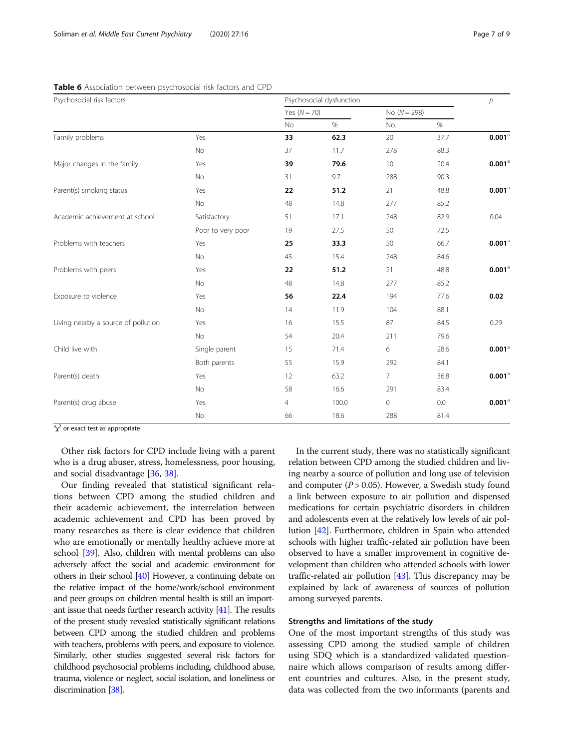**Table 6** Association between psychosocial risk factors and CPD

| Psychosocial risk factors | | Psychosocial dysfunction | | | | *p* |
|---|---|---|---|---|---|---|
| | | Yes (*N* = 70) | | No (*N* = 298) | | |
| | | No | % | No. | % | |
| Family problems | Yes | **33** | **62.3** | 20 | 37.7 | **0.001**[a] |
| | No | 37 | 11.7 | 278 | 88.3 | |
| Major changes in the family | Yes | **39** | **79.6** | 10 | 20.4 | **0.001**[a] |
| | No | 31 | 9.7 | 288 | 90.3 | |
| Parent(s) smoking status | Yes | **22** | **51.2** | 21 | 48.8 | **0.001**[a] |
| | No | 48 | 14.8 | 277 | 85.2 | |
| Academic achievement at school | Satisfactory | 51 | 17.1 | 248 | 82.9 | 0.04 |
| | Poor to very poor | 19 | 27.5 | 50 | 72.5 | |
| Problems with teachers | Yes | **25** | **33.3** | 50 | 66.7 | **0.001**[a] |
| | No | 45 | 15.4 | 248 | 84.6 | |
| Problems with peers | Yes | **22** | **51.2** | 21 | 48.8 | **0.001**[a] |
| | No | 48 | 14.8 | 277 | 85.2 | |
| Exposure to violence | Yes | **56** | **22.4** | 194 | 77.6 | **0.02** |
| | No | 14 | 11.9 | 104 | 88.1 | |
| Living nearby a source of pollution | Yes | 16 | 15.5 | 87 | 84.5 | 0.29 |
| | No | 54 | 20.4 | 211 | 79.6 | |
| Child live with | Single parent | 15 | 71.4 | 6 | 28.6 | **0.001**[a] |
| | Both parents | 55 | 15.9 | 292 | 84.1 | |
| Parent(s) death | Yes | 12 | 63.2 | 7 | 36.8 | **0.001**[a] |
| | No | 58 | 16.6 | 291 | 83.4 | |
| Parent(s) drug abuse | Yes | 4 | 100.0 | 0 | 0.0 | **0.001**[a] |
| | No | 66 | 18.6 | 288 | 81.4 | |

[a]$\chi^2$ or exact test as appropriate

Other risk factors for CPD include living with a parent who is a drug abuser, stress, homelessness, poor housing, and social disadvantage [36, 38].

Our finding revealed that statistical significant relations between CPD among the studied children and their academic achievement, the interrelation between academic achievement and CPD has been proved by many researches as there is clear evidence that children who are emotionally or mentally healthy achieve more at school [39]. Also, children with mental problems can also adversely affect the social and academic environment for others in their school [40] However, a continuing debate on the relative impact of the home/work/school environment and peer groups on children mental health is still an important issue that needs further research activity [41]. The results of the present study revealed statistically significant relations between CPD among the studied children and problems with teachers, problems with peers, and exposure to violence. Similarly, other studies suggested several risk factors for childhood psychosocial problems including, childhood abuse, trauma, violence or neglect, social isolation, and loneliness or discrimination [38].

In the current study, there was no statistically significant relation between CPD among the studied children and living nearby a source of pollution and long use of television and computer ($P > 0.05$). However, a Swedish study found a link between exposure to air pollution and dispensed medications for certain psychiatric disorders in children and adolescents even at the relatively low levels of air pollution [42]. Furthermore, children in Spain who attended schools with higher traffic-related air pollution have been observed to have a smaller improvement in cognitive development than children who attended schools with lower traffic-related air pollution [43]. This discrepancy may be explained by lack of awareness of sources of pollution among surveyed parents.

### Strengths and limitations of the study

One of the most important strengths of this study was assessing CPD among the studied sample of children using SDQ which is a standardized validated questionnaire which allows comparison of results among different countries and cultures. Also, in the present study, data was collected from the two informants (parents and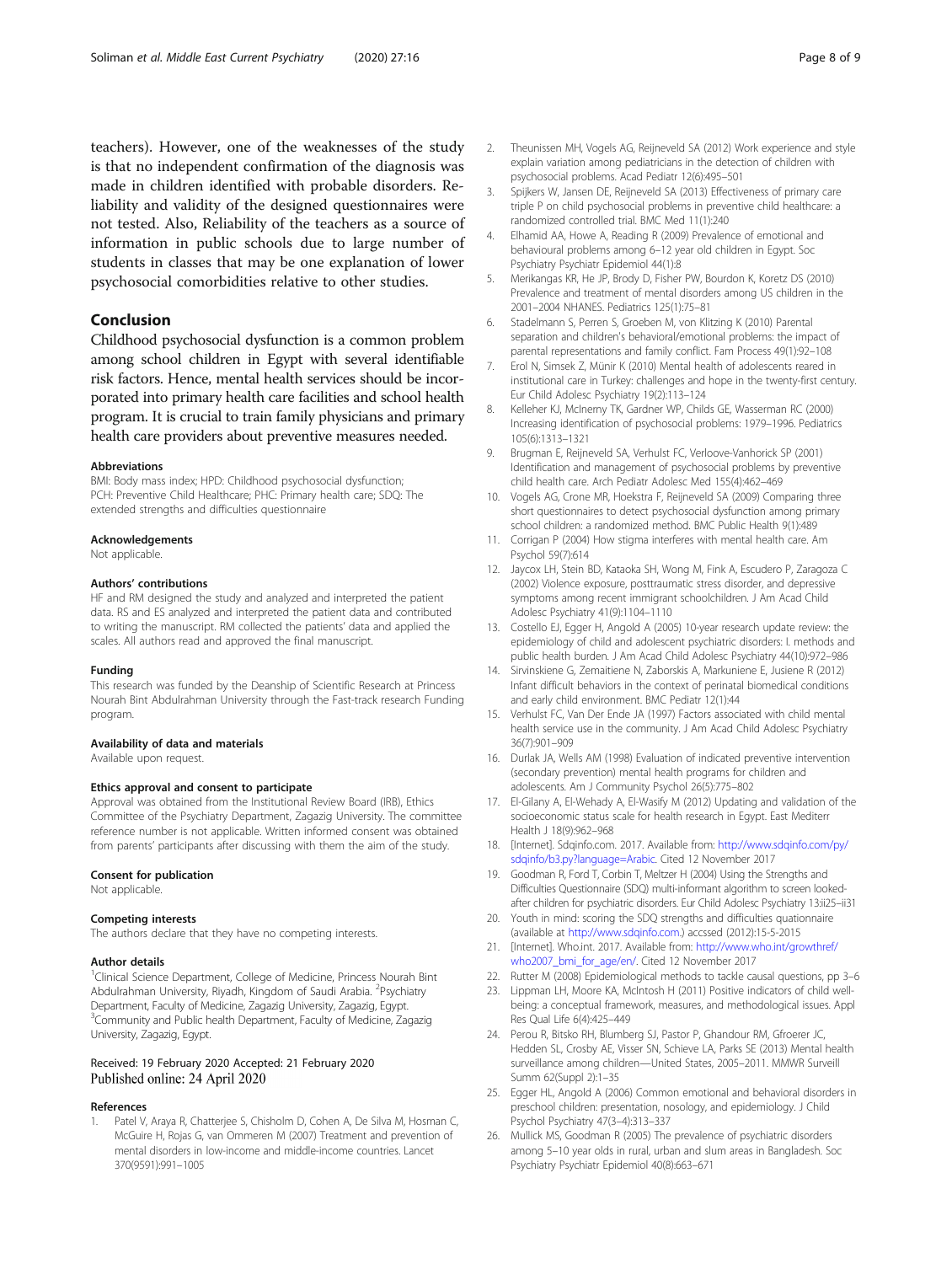teachers). However, one of the weaknesses of the study is that no independent confirmation of the diagnosis was made in children identified with probable disorders. Reliability and validity of the designed questionnaires were not tested. Also, Reliability of the teachers as a source of information in public schools due to large number of students in classes that may be one explanation of lower psychosocial comorbidities relative to other studies.

## Conclusion

Childhood psychosocial dysfunction is a common problem among school children in Egypt with several identifiable risk factors. Hence, mental health services should be incorporated into primary health care facilities and school health program. It is crucial to train family physicians and primary health care providers about preventive measures needed.

### Abbreviations

BMI: Body mass index; HPD: Childhood psychosocial dysfunction; PCH: Preventive Child Healthcare; PHC: Primary health care; SDQ: The extended strengths and difficulties questionnaire

### Acknowledgements

Not applicable.

### Authors' contributions

HF and RM designed the study and analyzed and interpreted the patient data. RS and ES analyzed and interpreted the patient data and contributed to writing the manuscript. RM collected the patients' data and applied the scales. All authors read and approved the final manuscript.

### Funding

This research was funded by the Deanship of Scientific Research at Princess Nourah Bint Abdulrahman University through the Fast-track research Funding program.

### Availability of data and materials

Available upon request.

### Ethics approval and consent to participate

Approval was obtained from the Institutional Review Board (IRB), Ethics Committee of the Psychiatry Department, Zagazig University. The committee reference number is not applicable. Written informed consent was obtained from parents' participants after discussing with them the aim of the study.

### Consent for publication

Not applicable.

### Competing interests

The authors declare that they have no competing interests.

### Author details

[1]Clinical Science Department, College of Medicine, Princess Nourah Bint Abdulrahman University, Riyadh, Kingdom of Saudi Arabia. [2]Psychiatry Department, Faculty of Medicine, Zagazig University, Zagazig, Egypt. [3]Community and Public health Department, Faculty of Medicine, Zagazig University, Zagazig, Egypt.

Received: 19 February 2020 Accepted: 21 February 2020
Published online: 24 April 2020

### References

1. Patel V, Araya R, Chatterjee S, Chisholm D, Cohen A, De Silva M, Hosman C, McGuire H, Rojas G, van Ommeren M (2007) Treatment and prevention of mental disorders in low-income and middle-income countries. Lancet 370(9591):991–1005
2. Theunissen MH, Vogels AG, Reijneveld SA (2012) Work experience and style explain variation among pediatricians in the detection of children with psychosocial problems. Acad Pediatr 12(6):495–501
3. Spijkers W, Jansen DE, Reijneveld SA (2013) Effectiveness of primary care triple P on child psychosocial problems in preventive child healthcare: a randomized controlled trial. BMC Med 11(1):240
4. Elhamid AA, Howe A, Reading R (2009) Prevalence of emotional and behavioural problems among 6–12 year old children in Egypt. Soc Psychiatry Psychiatr Epidemiol 44(1):8
5. Merikangas KR, He JP, Brody D, Fisher PW, Bourdon K, Koretz DS (2010) Prevalence and treatment of mental disorders among US children in the 2001–2004 NHANES. Pediatrics 125(1):75–81
6. Stadelmann S, Perren S, Groeben M, von Klitzing K (2010) Parental separation and children's behavioral/emotional problems: the impact of parental representations and family conflict. Fam Process 49(1):92–108
7. Erol N, Simsek Z, Münir K (2010) Mental health of adolescents reared in institutional care in Turkey: challenges and hope in the twenty-first century. Eur Child Adolesc Psychiatry 19(2):113–124
8. Kelleher KJ, McInerny TK, Gardner WP, Childs GE, Wasserman RC (2000) Increasing identification of psychosocial problems: 1979–1996. Pediatrics 105(6):1313–1321
9. Brugman E, Reijneveld SA, Verhulst FC, Verloove-Vanhorick SP (2001) Identification and management of psychosocial problems by preventive child health care. Arch Pediatr Adolesc Med 155(4):462–469
10. Vogels AG, Crone MR, Hoekstra F, Reijneveld SA (2009) Comparing three short questionnaires to detect psychosocial dysfunction among primary school children: a randomized method. BMC Public Health 9(1):489
11. Corrigan P (2004) How stigma interferes with mental health care. Am Psychol 59(7):614
12. Jaycox LH, Stein BD, Kataoka SH, Wong M, Fink A, Escudero P, Zaragoza C (2002) Violence exposure, posttraumatic stress disorder, and depressive symptoms among recent immigrant schoolchildren. J Am Acad Child Adolesc Psychiatry 41(9):1104–1110
13. Costello EJ, Egger H, Angold A (2005) 10-year research update review: the epidemiology of child and adolescent psychiatric disorders: I. methods and public health burden. J Am Acad Child Adolesc Psychiatry 44(10):972–986
14. Sirvinskiene G, Zemaitiene N, Zaborskis A, Markuniene E, Jusiene R (2012) Infant difficult behaviors in the context of perinatal biomedical conditions and early child environment. BMC Pediatr 12(1):44
15. Verhulst FC, Van Der Ende JA (1997) Factors associated with child mental health service use in the community. J Am Acad Child Adolesc Psychiatry 36(7):901–909
16. Durlak JA, Wells AM (1998) Evaluation of indicated preventive intervention (secondary prevention) mental health programs for children and adolescents. Am J Community Psychol 26(5):775–802
17. El-Gilany A, El-Wehady A, El-Wasify M (2012) Updating and validation of the socioeconomic status scale for health research in Egypt. East Mediterr Health J 18(9):962–968
18. [Internet]. Sdqinfo.com. 2017. Available from: http://www.sdqinfo.com/py/sdqinfo/b3.py?language=Arabic. Cited 12 November 2017
19. Goodman R, Ford T, Corbin T, Meltzer H (2004) Using the Strengths and Difficulties Questionnaire (SDQ) multi-informant algorithm to screen looked-after children for psychiatric disorders. Eur Child Adolesc Psychiatry 13:ii25–ii31
20. Youth in mind: scoring the SDQ strengths and difficulties quationnaire (available at http://www.sdqinfo.com.) accssed (2012):15-5-2015
21. [Internet]. Who.int. 2017. Available from: http://www.who.int/growthref/who2007_bmi_for_age/en/. Cited 12 November 2017
22. Rutter M (2008) Epidemiological methods to tackle causal questions, pp 3–6
23. Lippman LH, Moore KA, McIntosh H (2011) Positive indicators of child well-being: a conceptual framework, measures, and methodological issues. Appl Res Qual Life 6(4):425–449
24. Perou R, Bitsko RH, Blumberg SJ, Pastor P, Ghandour RM, Gfroerer JC, Hedden SL, Crosby AE, Visser SN, Schieve LA, Parks SE (2013) Mental health surveillance among children—United States, 2005–2011. MMWR Surveill Summ 62(Suppl 2):1–35
25. Egger HL, Angold A (2006) Common emotional and behavioral disorders in preschool children: presentation, nosology, and epidemiology. J Child Psychol Psychiatry 47(3–4):313–337
26. Mullick MS, Goodman R (2005) The prevalence of psychiatric disorders among 5–10 year olds in rural, urban and slum areas in Bangladesh. Soc Psychiatry Psychiatr Epidemiol 40(8):663–671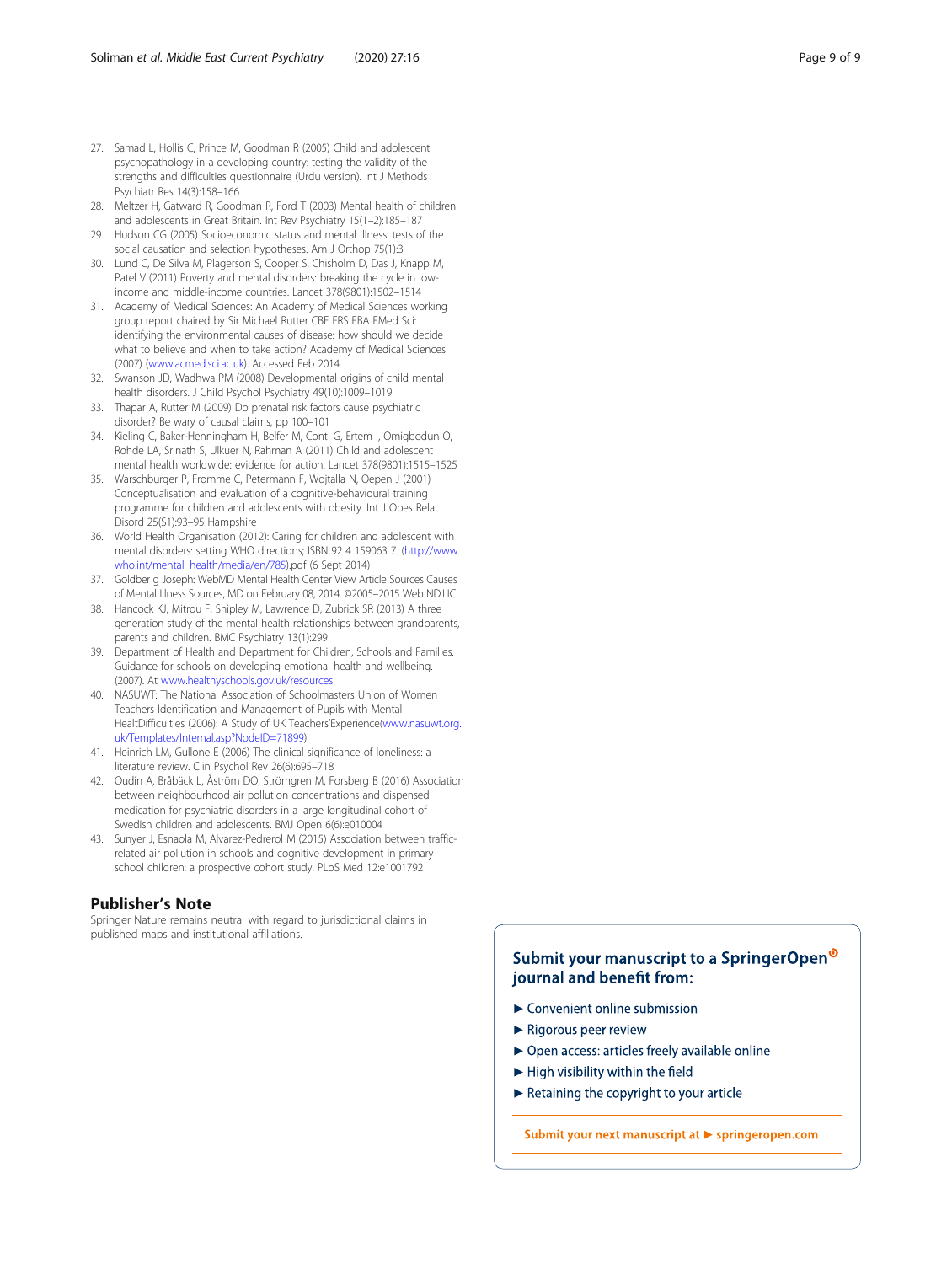27. Samad L, Hollis C, Prince M, Goodman R (2005) Child and adolescent psychopathology in a developing country: testing the validity of the strengths and difficulties questionnaire (Urdu version). Int J Methods Psychiatr Res 14(3):158–166
28. Meltzer H, Gatward R, Goodman R, Ford T (2003) Mental health of children and adolescents in Great Britain. Int Rev Psychiatry 15(1–2):185–187
29. Hudson CG (2005) Socioeconomic status and mental illness: tests of the social causation and selection hypotheses. Am J Orthop 75(1):3
30. Lund C, De Silva M, Plagerson S, Cooper S, Chisholm D, Das J, Knapp M, Patel V (2011) Poverty and mental disorders: breaking the cycle in low-income and middle-income countries. Lancet 378(9801):1502–1514
31. Academy of Medical Sciences: An Academy of Medical Sciences working group report chaired by Sir Michael Rutter CBE FRS FBA FMed Sci: identifying the environmental causes of disease: how should we decide what to believe and when to take action? Academy of Medical Sciences (2007) (www.acmed.sci.ac.uk). Accessed Feb 2014
32. Swanson JD, Wadhwa PM (2008) Developmental origins of child mental health disorders. J Child Psychol Psychiatry 49(10):1009–1019
33. Thapar A, Rutter M (2009) Do prenatal risk factors cause psychiatric disorder? Be wary of causal claims, pp 100–101
34. Kieling C, Baker-Henningham H, Belfer M, Conti G, Ertem I, Omigbodun O, Rohde LA, Srinath S, Ulkuer N, Rahman A (2011) Child and adolescent mental health worldwide: evidence for action. Lancet 378(9801):1515–1525
35. Warschburger P, Fromme C, Petermann F, Wojtalla N, Oepen J (2001) Conceptualisation and evaluation of a cognitive-behavioural training programme for children and adolescents with obesity. Int J Obes Relat Disord 25(S1):93–95 Hampshire
36. World Health Organisation (2012): Caring for children and adolescent with mental disorders: setting WHO directions; ISBN 92 4 159063 7. (http://www.who.int/mental_health/media/en/785).pdf (6 Sept 2014)
37. Goldber g Joseph: WebMD Mental Health Center View Article Sources Causes of Mental Illness Sources, MD on February 08, 2014. ©2005–2015 Web ND.LIC
38. Hancock KJ, Mitrou F, Shipley M, Lawrence D, Zubrick SR (2013) A three generation study of the mental health relationships between grandparents, parents and children. BMC Psychiatry 13(1):299
39. Department of Health and Department for Children, Schools and Families. Guidance for schools on developing emotional health and wellbeing. (2007). At www.healthyschools.gov.uk/resources
40. NASUWT: The National Association of Schoolmasters Union of Women Teachers Identification and Management of Pupils with Mental HealtDifficulties (2006): A Study of UK Teachers'Experience(www.nasuwt.org.uk/Templates/Internal.asp?NodeID=71899)
41. Heinrich LM, Gullone E (2006) The clinical significance of loneliness: a literature review. Clin Psychol Rev 26(6):695–718
42. Oudin A, Bråbäck L, Åström DO, Strömgren M, Forsberg B (2016) Association between neighbourhood air pollution concentrations and dispensed medication for psychiatric disorders in a large longitudinal cohort of Swedish children and adolescents. BMJ Open 6(6):e010004
43. Sunyer J, Esnaola M, Alvarez-Pedrerol M (2015) Association between traffic-related air pollution in schools and cognitive development in primary school children: a prospective cohort study. PLoS Med 12:e1001792

## Publisher's Note

Springer Nature remains neutral with regard to jurisdictional claims in published maps and institutional affiliations.

**Submit your manuscript to a SpringerOpen journal and benefit from:**

- ► Convenient online submission
- ► Rigorous peer review
- ► Open access: articles freely available online
- ► High visibility within the field
- ► Retaining the copyright to your article

**Submit your next manuscript at ► springeropen.com**